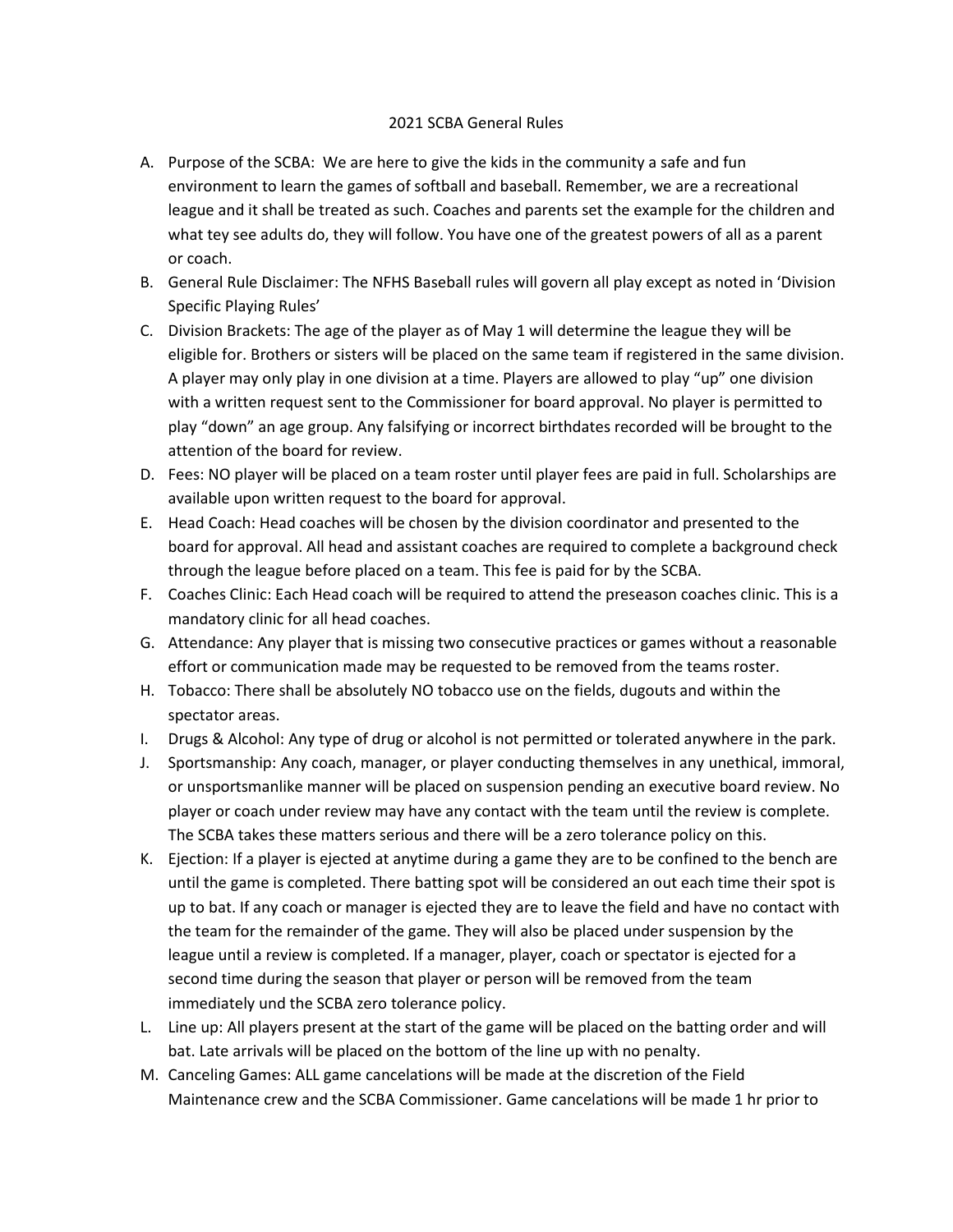# 2021 SCBA General Rules

A. Purpose of the SCBA: We are here to give the kids in the community a safe and fun environment to learn the games of softball and baseball. Remember, we are a recreational league and it shall be treated as such. Coaches and parents set the example for the children and what tey see adults do, they will follow. You have one of the greatest powers of all as a parent or coach.

B. General Rule Disclaimer: The NFHS Baseball rules will govern all play except as noted in 'Division Specific Playing Rules'

C. Division Brackets: The age of the player as of May 1 will determine the league they will be eligible for. Brothers or sisters will be placed on the same team if registered in the same division. A player may only play in one division at a time. Players are allowed to play "up" one division with a written request sent to the Commissioner for board approval. No player is permitted to play "down" an age group. Any falsifying or incorrect birthdates recorded will be brought to the attention of the board for review.

D. Fees: NO player will be placed on a team roster until player fees are paid in full. Scholarships are available upon written request to the board for approval.

E. Head Coach: Head coaches will be chosen by the division coordinator and presented to the board for approval. All head and assistant coaches are required to complete a background check through the league before placed on a team. This fee is paid for by the SCBA.

F. Coaches Clinic: Each Head coach will be required to attend the preseason coaches clinic. This is a mandatory clinic for all head coaches.

G. Attendance: Any player that is missing two consecutive practices or games without a reasonable effort or communication made may be requested to be removed from the teams roster.

H. Tobacco: There shall be absolutely NO tobacco use on the fields, dugouts and within the spectator areas.

I. Drugs & Alcohol: Any type of drug or alcohol is not permitted or tolerated anywhere in the park.

J. Sportsmanship: Any coach, manager, or player conducting themselves in any unethical, immoral, or unsportsmanlike manner will be placed on suspension pending an executive board review. No player or coach under review may have any contact with the team until the review is complete. The SCBA takes these matters serious and there will be a zero tolerance policy on this.

K. Ejection: If a player is ejected at anytime during a game they are to be confined to the bench are until the game is completed. There batting spot will be considered an out each time their spot is up to bat. If any coach or manager is ejected they are to leave the field and have no contact with the team for the remainder of the game. They will also be placed under suspension by the league until a review is completed. If a manager, player, coach or spectator is ejected for a second time during the season that player or person will be removed from the team immediately und the SCBA zero tolerance policy.

L. Line up: All players present at the start of the game will be placed on the batting order and will bat. Late arrivals will be placed on the bottom of the line up with no penalty.

M. Canceling Games: ALL game cancelations will be made at the discretion of the Field Maintenance crew and the SCBA Commissioner. Game cancelations will be made 1 hr prior to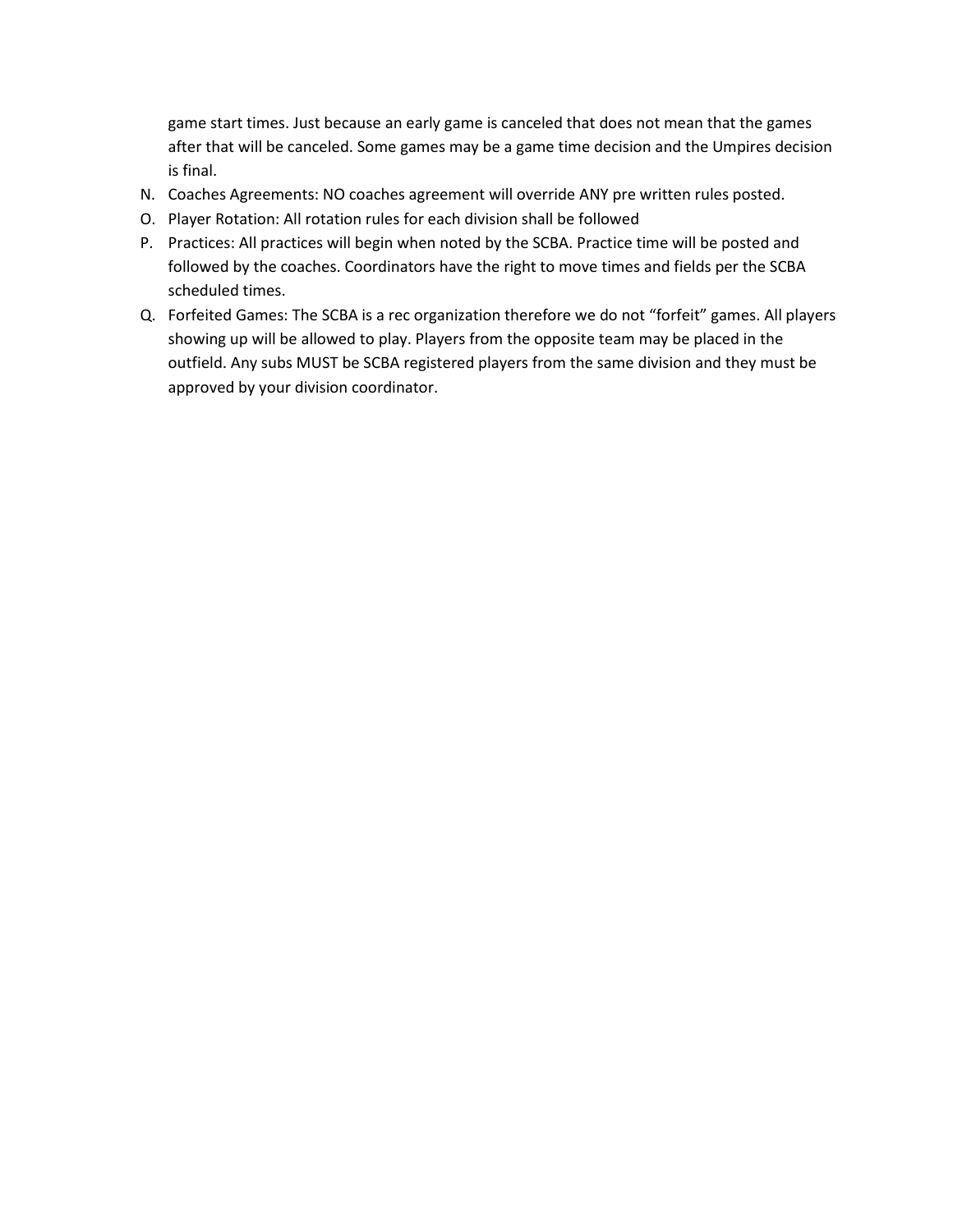game start times. Just because an early game is canceled that does not mean that the games after that will be canceled. Some games may be a game time decision and the Umpires decision is final.

N. Coaches Agreements: NO coaches agreement will override ANY pre written rules posted.
O. Player Rotation: All rotation rules for each division shall be followed
P. Practices: All practices will begin when noted by the SCBA. Practice time will be posted and followed by the coaches. Coordinators have the right to move times and fields per the SCBA scheduled times.
Q. Forfeited Games: The SCBA is a rec organization therefore we do not "forfeit" games. All players showing up will be allowed to play. Players from the opposite team may be placed in the outfield. Any subs MUST be SCBA registered players from the same division and they must be approved by your division coordinator.